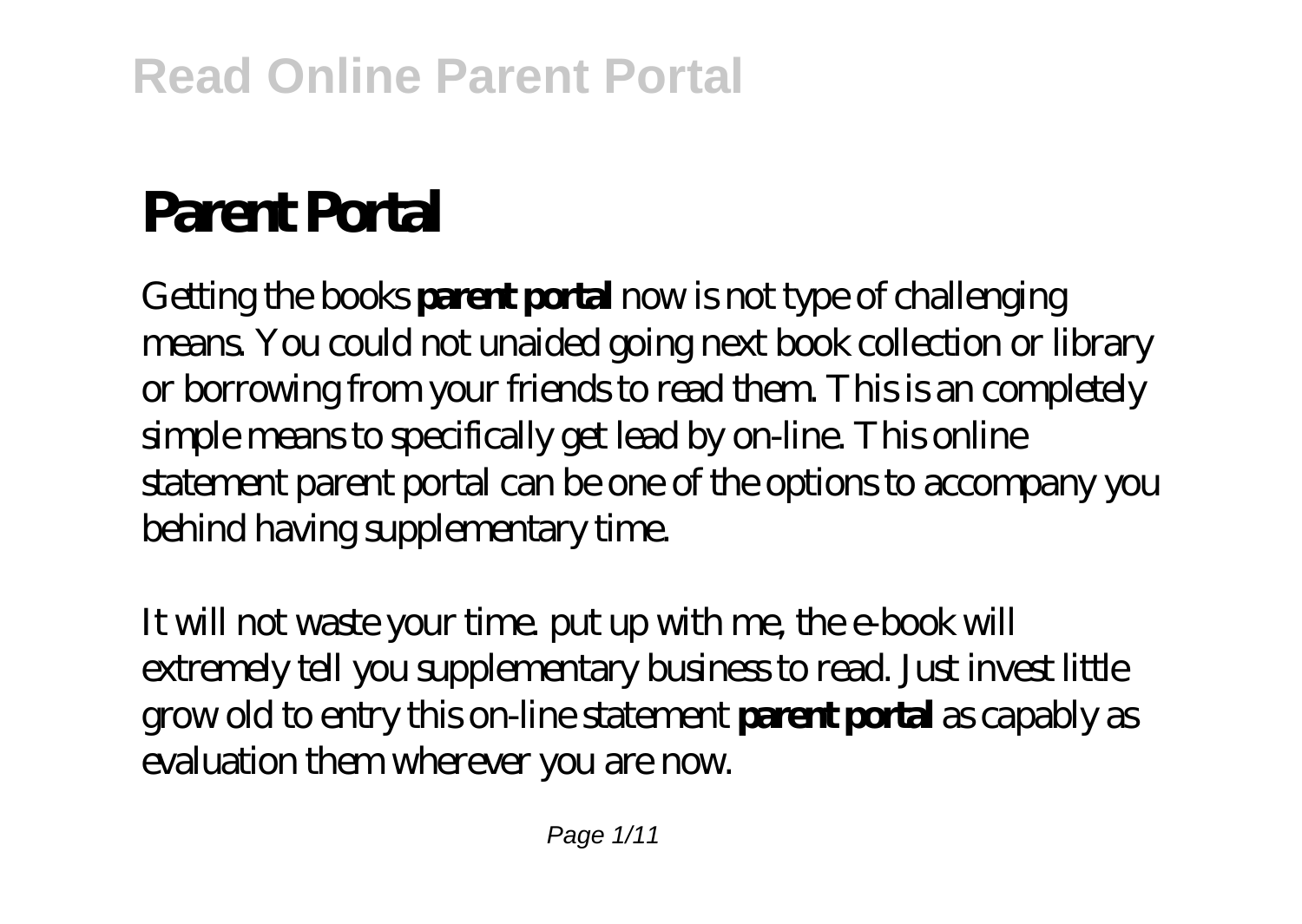# Parent Portal

Getting the books **parent portal** now is not type of challenging means. You could not unaided going next book collection or library or borrowing from your friends to read them. This is an completely simple means to specifically get lead by on-line. This online statement parent portal can be one of the options to accompany you behind having supplementary time.

It will not waste your time. put up with me, the e-book will extremely tell you supplementary business to read. Just invest little grow old to entry this on-line statement **parent portal** as capably as evaluation them wherever you are now.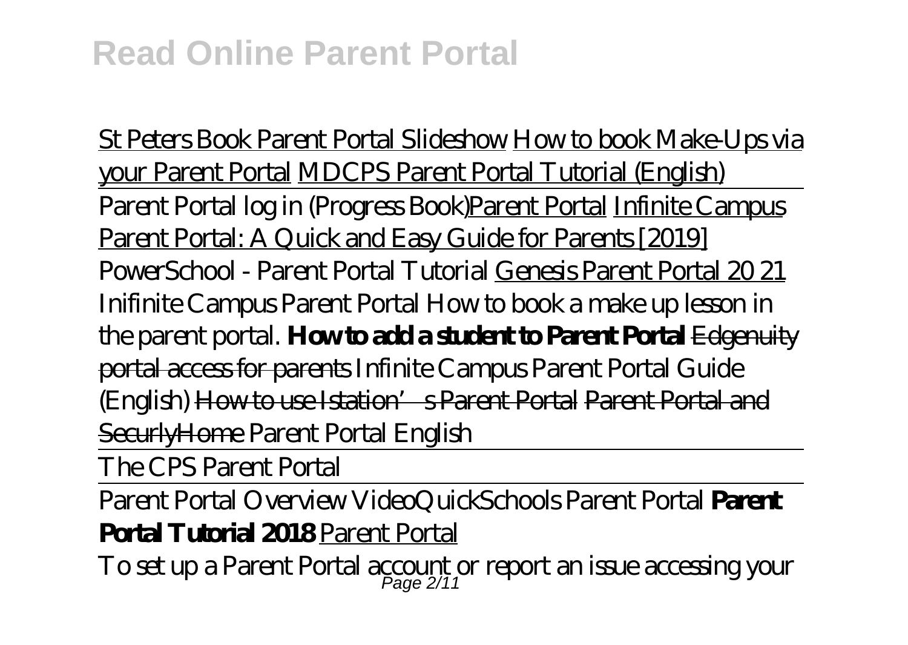St Peters Book Parent Portal Slideshow How to book Make-Ups via your Parent Portal MDCPS Parent Portal Tutorial (English)

Parent Portal log in (Progress Book)Parent Portal Infinite Campus Parent Portal: A Quick and Easy Guide for Parents [2019] *PowerSchool - Parent Portal Tutorial* Genesis Parent Portal 20 21 *Inifinite Campus Parent Portal How to book a make up lesson in the parent portal.* **How to add a student to Parent Portal** Edgenuity portal access for parents *Infinite Campus Parent Portal Guide (English)* How to use Istation's Parent Portal Parent Portal and SecurlyHome *Parent Portal English*

The CPS Parent Portal

Parent Portal Overview Video*QuickSchools Parent Portal* **Parent Portal Tutorial 2018** Parent Portal

To set up a Parent Portal account or report an issue accessing your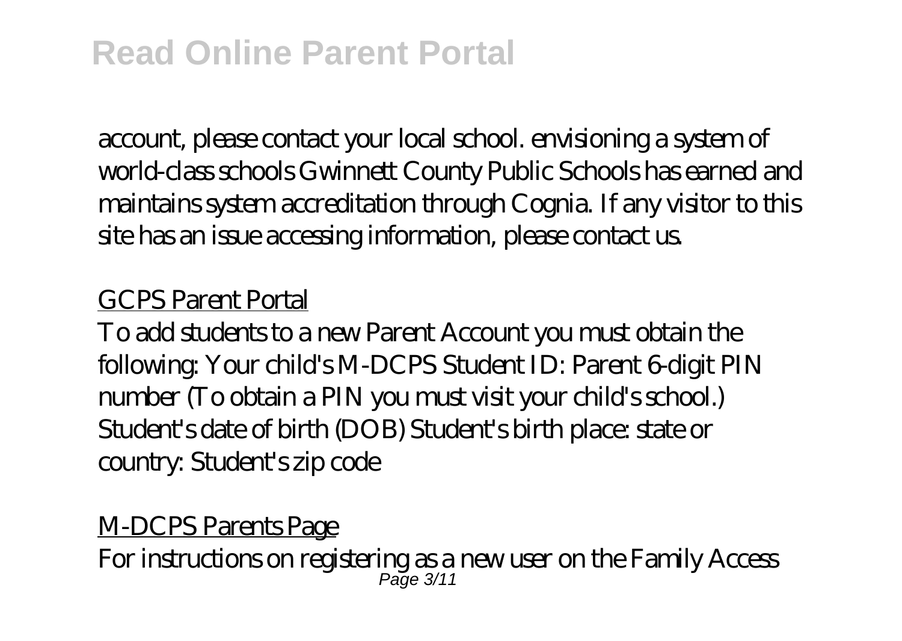account, please contact your local school. envisioning a system of world-class schools Gwinnett County Public Schools has earned and maintains system accreditation through Cognia. If any visitor to this site has an issue accessing information, please contact us.

GCPS Parent Portal

To add students to a new Parent Account you must obtain the following: Your child's M-DCPS Student ID: Parent 6-digit PIN number (To obtain a PIN you must visit your child's school.) Student's date of birth (DOB) Student's birth place: state or country: Student's zip code

M-DCPS Parents Page

For instructions on registering as a new user on the Family Access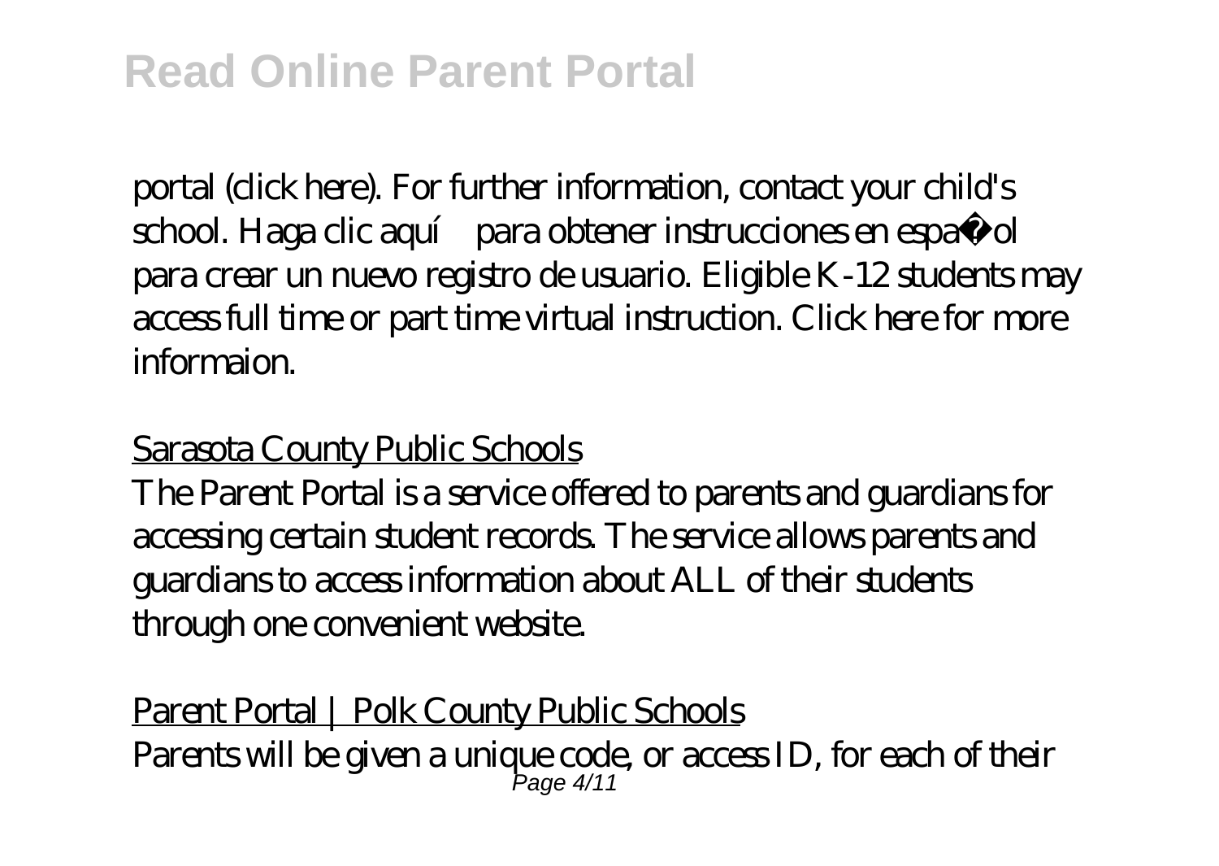portal (click here). For further information, contact your child's school. Haga clic aquí para obtener instrucciones en español para crear un nuevo registro de usuario. Eligible K-12 students may access full time or part time virtual instruction. Click here for more informaion.

Sarasota County Public Schools

The Parent Portal is a service offered to parents and guardians for accessing certain student records. The service allows parents and guardians to access information about ALL of their students through one convenient website.

Parent Portal | Polk County Public Schools

Parents will be given a unique code, or access ID, for each of their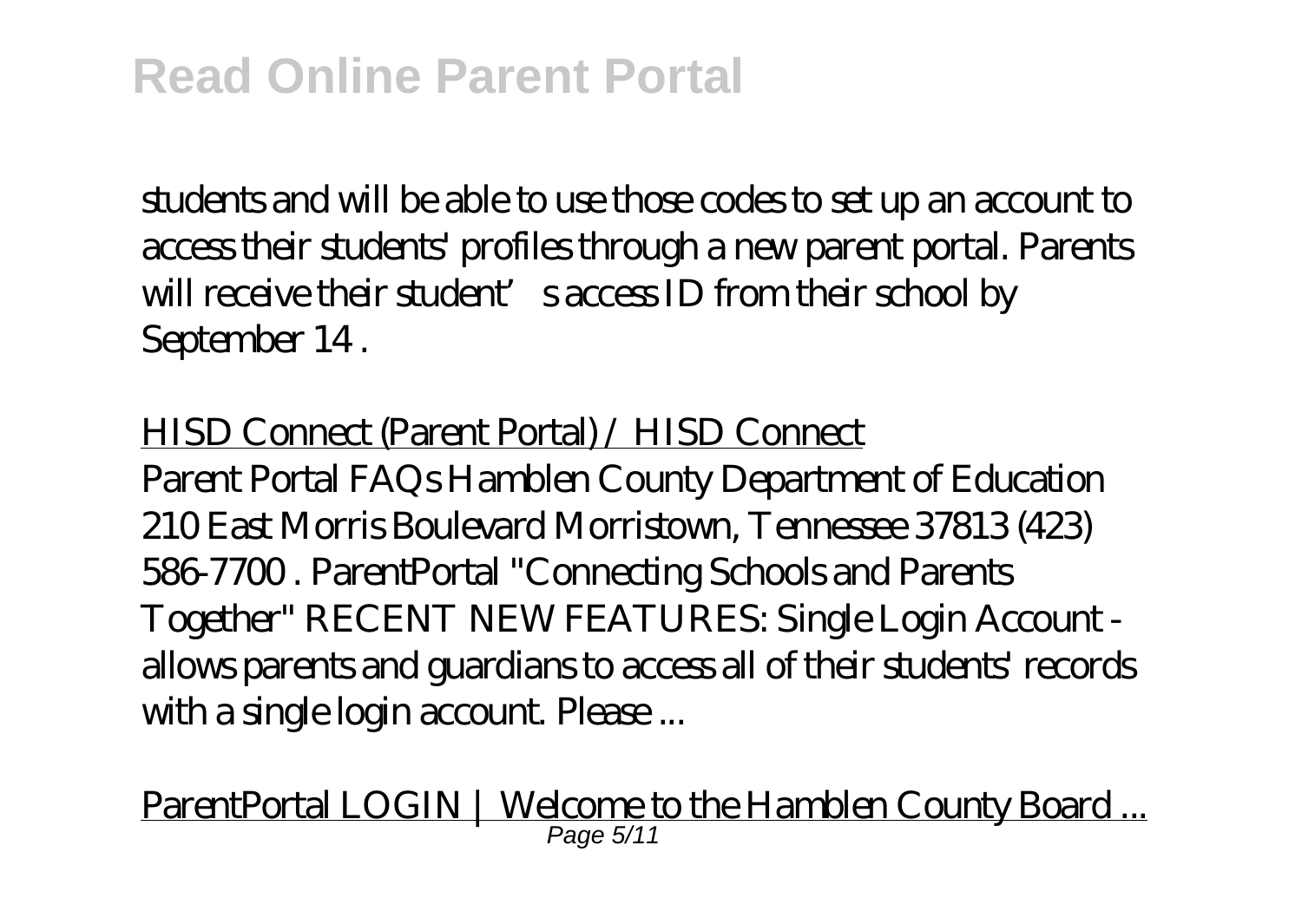students and will be able to use those codes to set up an account to access their students' profiles through a new parent portal. Parents will receive their student's access ID from their school by September 14 .

HISD Connect (Parent Portal) / HISD Connect

Parent Portal FAQs Hamblen County Department of Education 210 East Morris Boulevard Morristown, Tennessee 37813 (423) 586-7700 . ParentPortal "Connecting Schools and Parents Together" RECENT NEW FEATURES: Single Login Account - allows parents and guardians to access all of their students' records with a single login account. Please ...

ParentPortal LOGIN | Welcome to the Hamblen County Board ...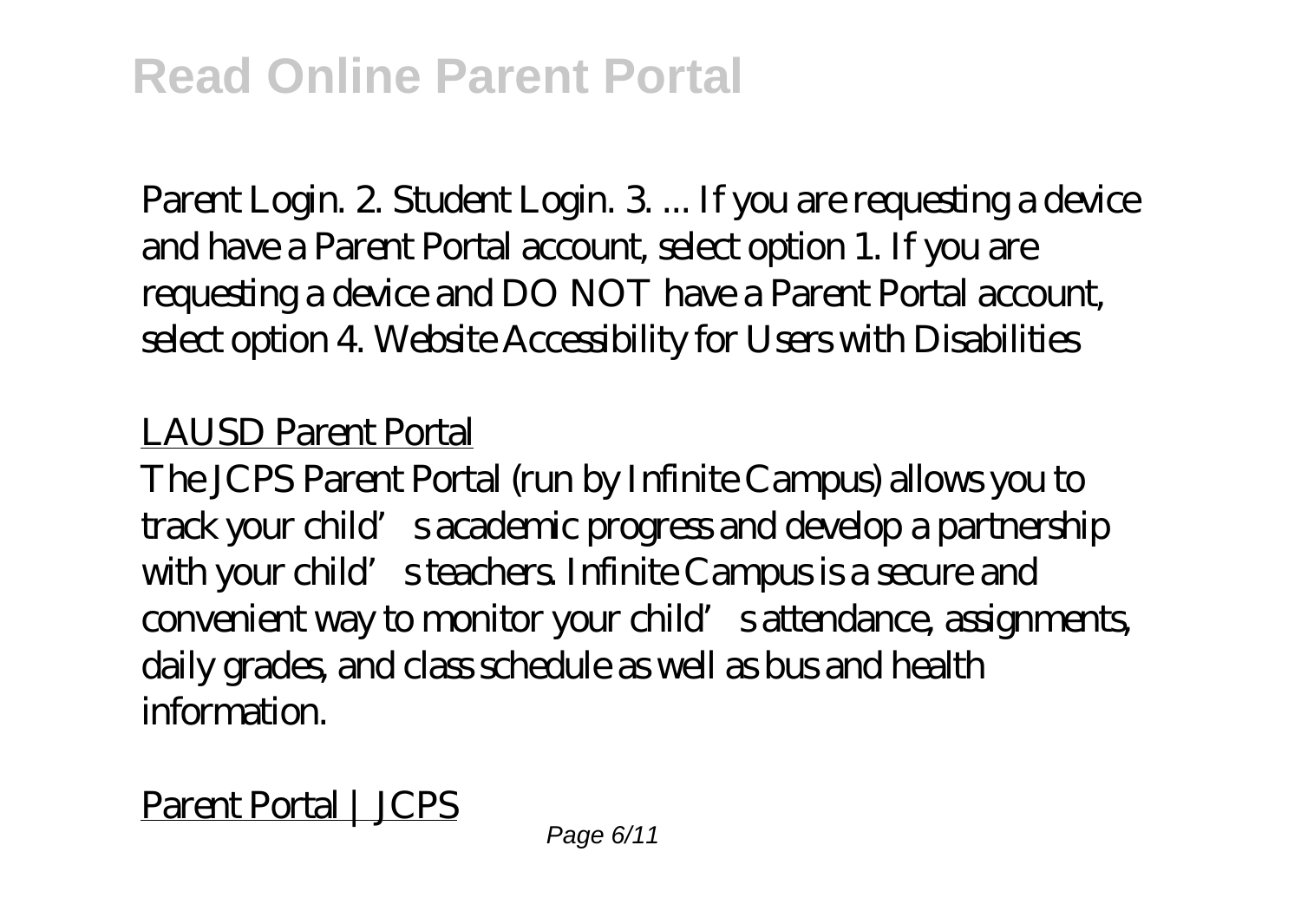Parent Login. 2. Student Login. 3. ... If you are requesting a device and have a Parent Portal account, select option 1. If you are requesting a device and DO NOT have a Parent Portal account, select option 4. Website Accessibility for Users with Disabilities

LAUSD Parent Portal

The JCPS Parent Portal (run by Infinite Campus) allows you to track your child's academic progress and develop a partnership with your child's teachers. Infinite Campus is a secure and convenient way to monitor your child's attendance, assignments, daily grades, and class schedule as well as bus and health information.

Parent Portal | JCPS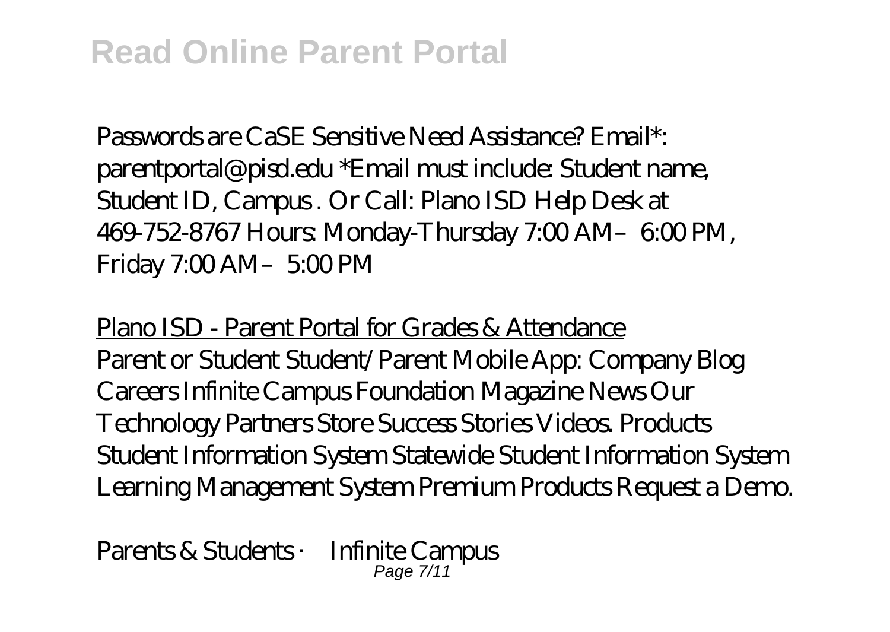Passwords are CaSE Sensitive Need Assistance? Email*: parentportal@pisd.edu *Email must include: Student name, Student ID, Campus . Or Call: Plano ISD Help Desk at 469-752-8767 Hours: Monday-Thursday 7:00 AM – 6:00 PM, Friday 7:00 AM – 5:00 PM

Plano ISD - Parent Portal for Grades & Attendance

Parent or Student Student/Parent Mobile App: Company Blog Careers Infinite Campus Foundation Magazine News Our Technology Partners Store Success Stories Videos. Products Student Information System Statewide Student Information System Learning Management System Premium Products Request a Demo.

Parents & Students · Infinite Campus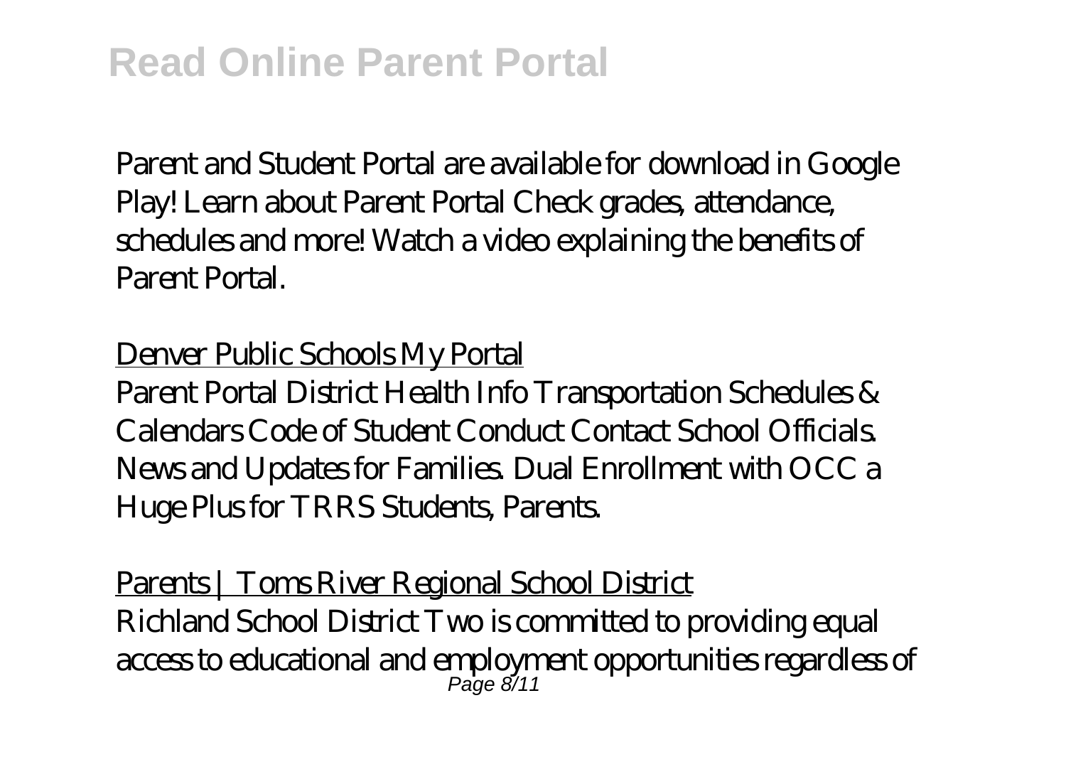Parent and Student Portal are available for download in Google Play! Learn about Parent Portal Check grades, attendance, schedules and more! Watch a video explaining the benefits of Parent Portal.

Denver Public Schools My Portal

Parent Portal District Health Info Transportation Schedules & Calendars Code of Student Conduct Contact School Officials. News and Updates for Families. Dual Enrollment with OCC a Huge Plus for TRRS Students, Parents.

Parents | Toms River Regional School District

Richland School District Two is committed to providing equal access to educational and employment opportunities regardless of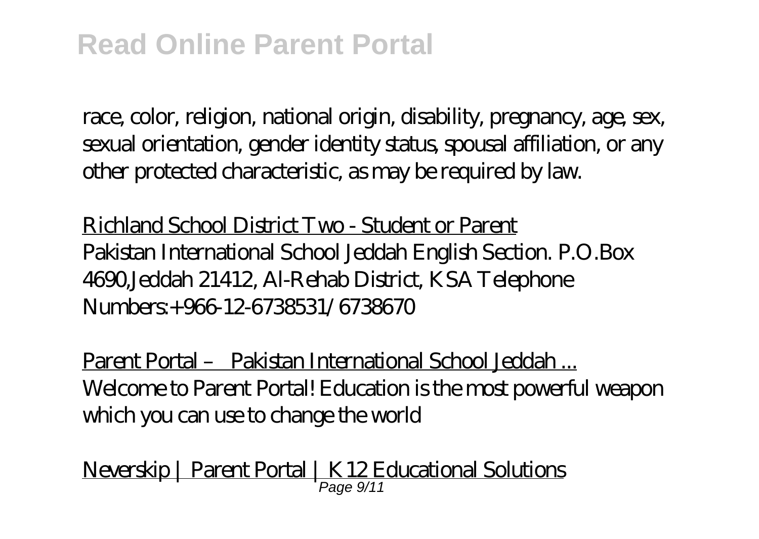race, color, religion, national origin, disability, pregnancy, age, sex, sexual orientation, gender identity status, spousal affiliation, or any other protected characteristic, as may be required by law.

Richland School District Two - Student or Parent

Pakistan International School Jeddah English Section. P.O.Box 4690,Jeddah 21412, Al-Rehab District, KSA Telephone Numbers:+966-12-6738531/6738670

Parent Portal – Pakistan International School Jeddah ...

Welcome to Parent Portal! Education is the most powerful weapon which you can use to change the world

Neverskip | Parent Portal | K12 Educational Solutions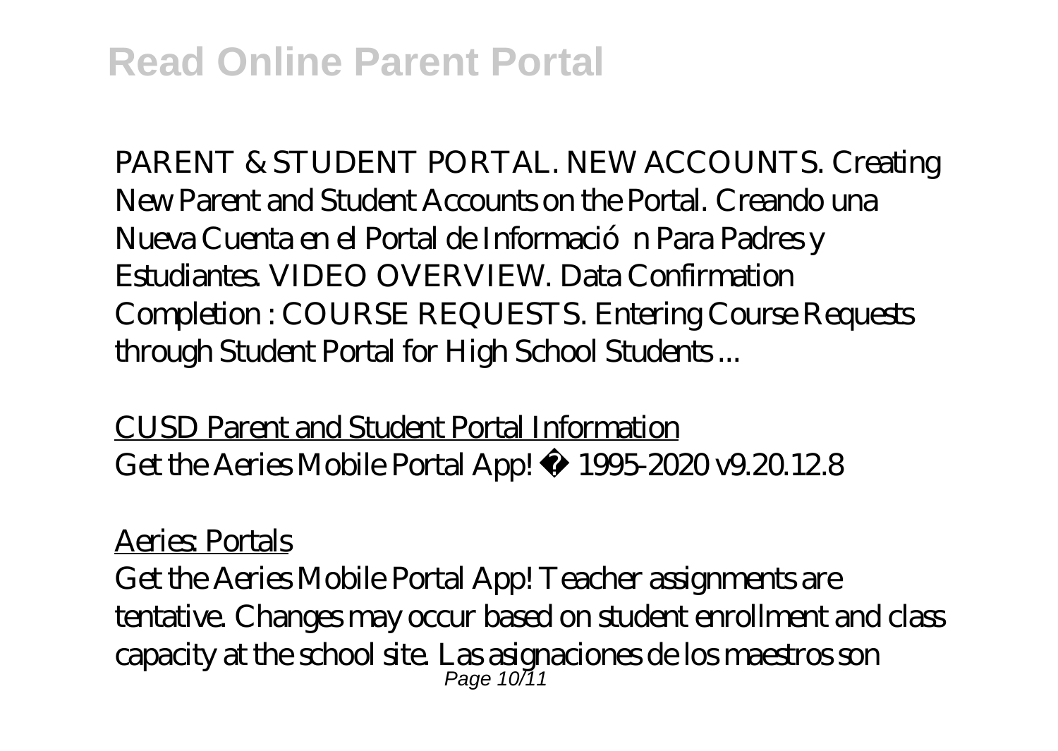PARENT & STUDENT PORTAL. NEW ACCOUNTS. Creating New Parent and Student Accounts on the Portal. Creando una Nueva Cuenta en el Portal de Información Para Padres y Estudiantes. VIDEO OVERVIEW. Data Confirmation Completion : COURSE REQUESTS. Entering Course Requests through Student Portal for High School Students ...

CUSD Parent and Student Portal Information

Get the Aeries Mobile Portal App! © 1995-2020 v9.20.12.8

Aeries: Portals

Get the Aeries Mobile Portal App! Teacher assignments are tentative. Changes may occur based on student enrollment and class capacity at the school site. Las asignaciones de los maestros son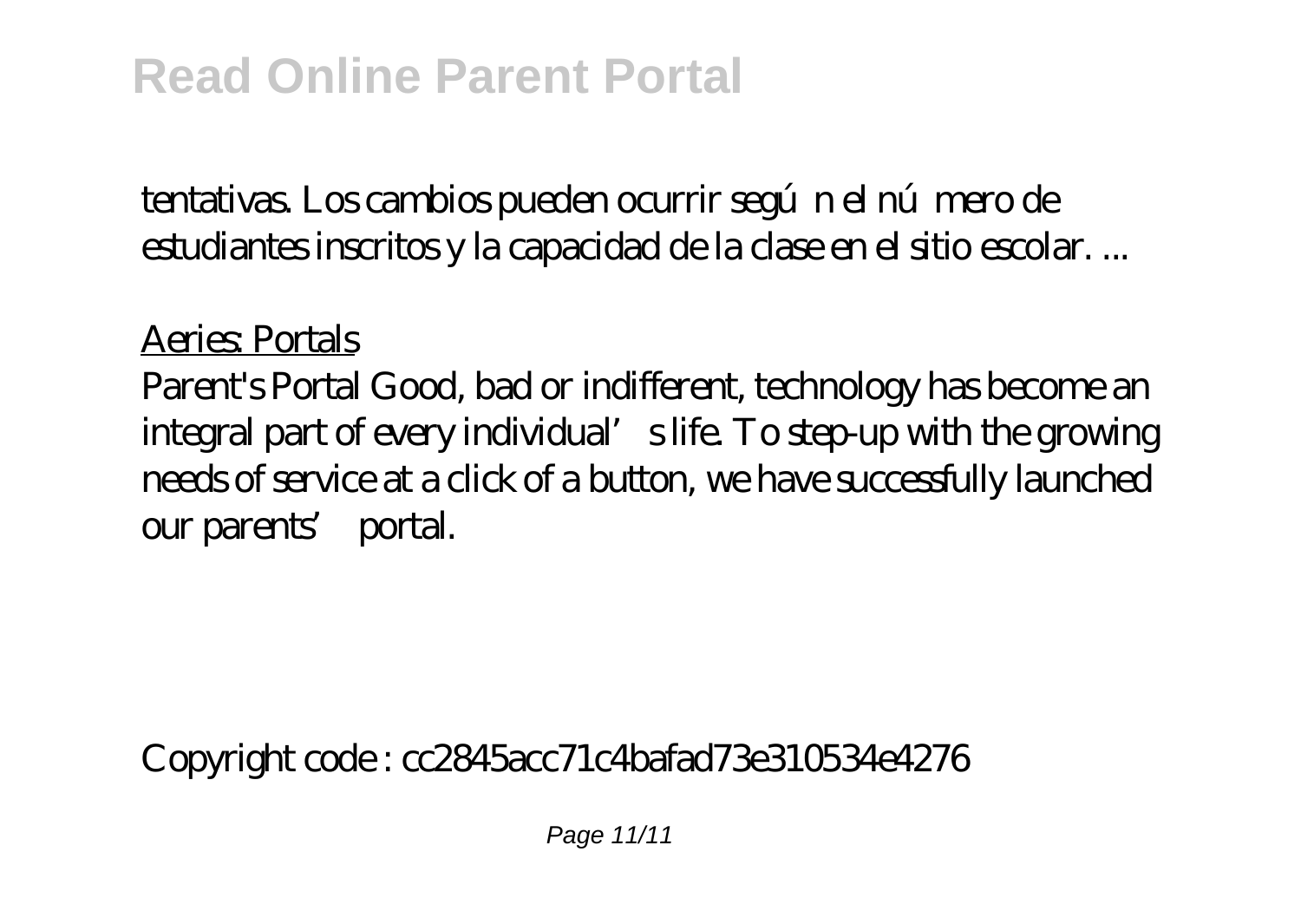tentativas. Los cambios pueden ocurrir según el número de estudiantes inscritos y la capacidad de la clase en el sitio escolar. ...

Aeries: Portals

Parent's Portal Good, bad or indifferent, technology has become an integral part of every individual's life. To step-up with the growing needs of service at a click of a button, we have successfully launched our parents' portal.

Copyright code : cc2845acc71c4bafad73e310534e4276